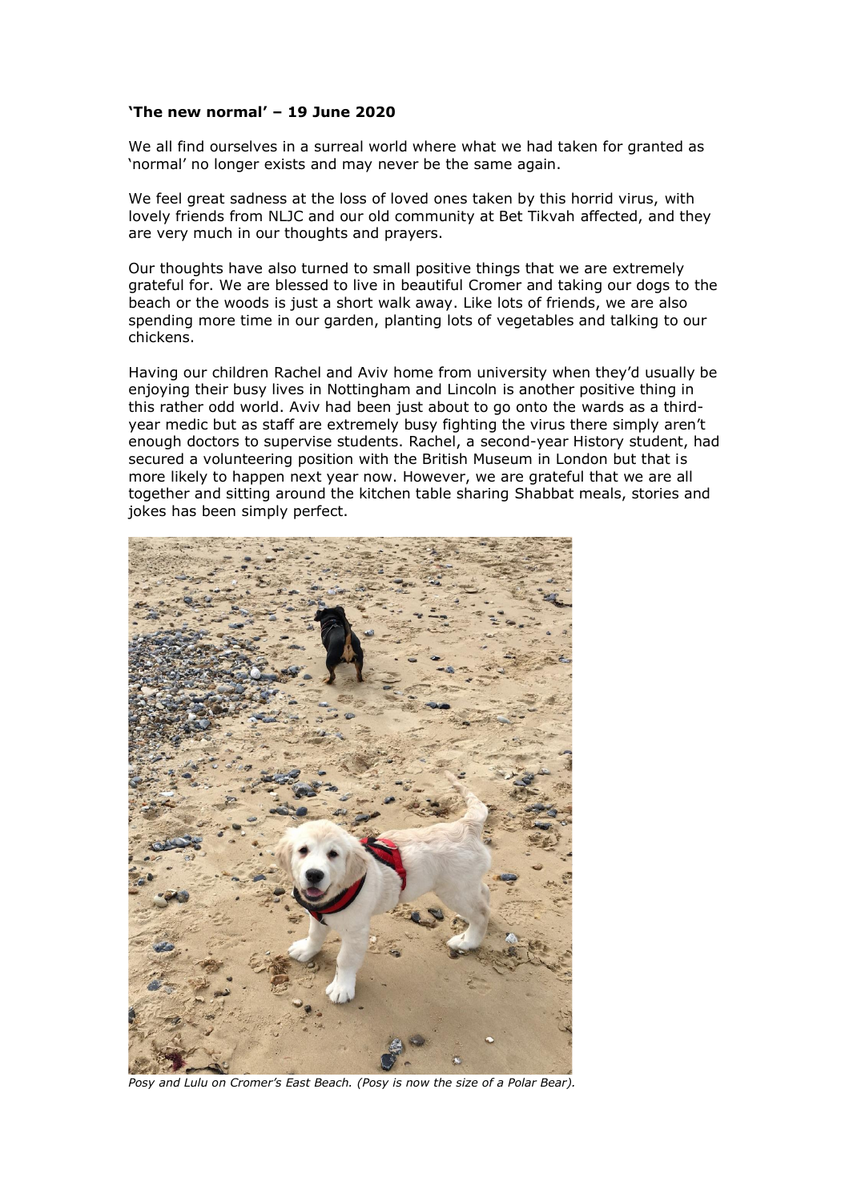**'The new normal' – 19 June 2020**

We all find ourselves in a surreal world where what we had taken for granted as 'normal' no longer exists and may never be the same again.

We feel great sadness at the loss of loved ones taken by this horrid virus, with lovely friends from NLJC and our old community at Bet Tikvah affected, and they are very much in our thoughts and prayers.

Our thoughts have also turned to small positive things that we are extremely grateful for. We are blessed to live in beautiful Cromer and taking our dogs to the beach or the woods is just a short walk away. Like lots of friends, we are also spending more time in our garden, planting lots of vegetables and talking to our chickens.

Having our children Rachel and Aviv home from university when they'd usually be enjoying their busy lives in Nottingham and Lincoln is another positive thing in this rather odd world. Aviv had been just about to go onto the wards as a third-year medic but as staff are extremely busy fighting the virus there simply aren't enough doctors to supervise students. Rachel, a second-year History student, had secured a volunteering position with the British Museum in London but that is more likely to happen next year now. However, we are grateful that we are all together and sitting around the kitchen table sharing Shabbat meals, stories and jokes has been simply perfect.

*Posy and Lulu on Cromer's East Beach. (Posy is now the size of a Polar Bear).*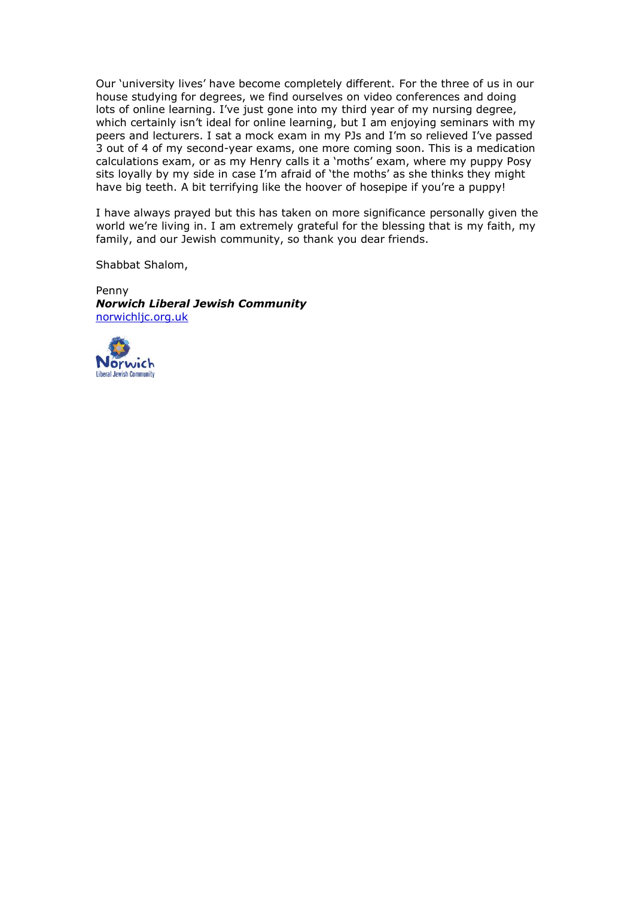Our 'university lives' have become completely different. For the three of us in our house studying for degrees, we find ourselves on video conferences and doing lots of online learning. I've just gone into my third year of my nursing degree, which certainly isn't ideal for online learning, but I am enjoying seminars with my peers and lecturers. I sat a mock exam in my PJs and I'm so relieved I've passed 3 out of 4 of my second-year exams, one more coming soon. This is a medication calculations exam, or as my Henry calls it a 'moths' exam, where my puppy Posy sits loyally by my side in case I'm afraid of 'the moths' as she thinks they might have big teeth. A bit terrifying like the hoover of hosepipe if you're a puppy!

I have always prayed but this has taken on more significance personally given the world we're living in. I am extremely grateful for the blessing that is my faith, my family, and our Jewish community, so thank you dear friends.

Shabbat Shalom,

Penny
***Norwich Liberal Jewish Community***
[norwichljc.org.uk](norwichljc.org.uk)

Norwich
Liberal Jewish Community